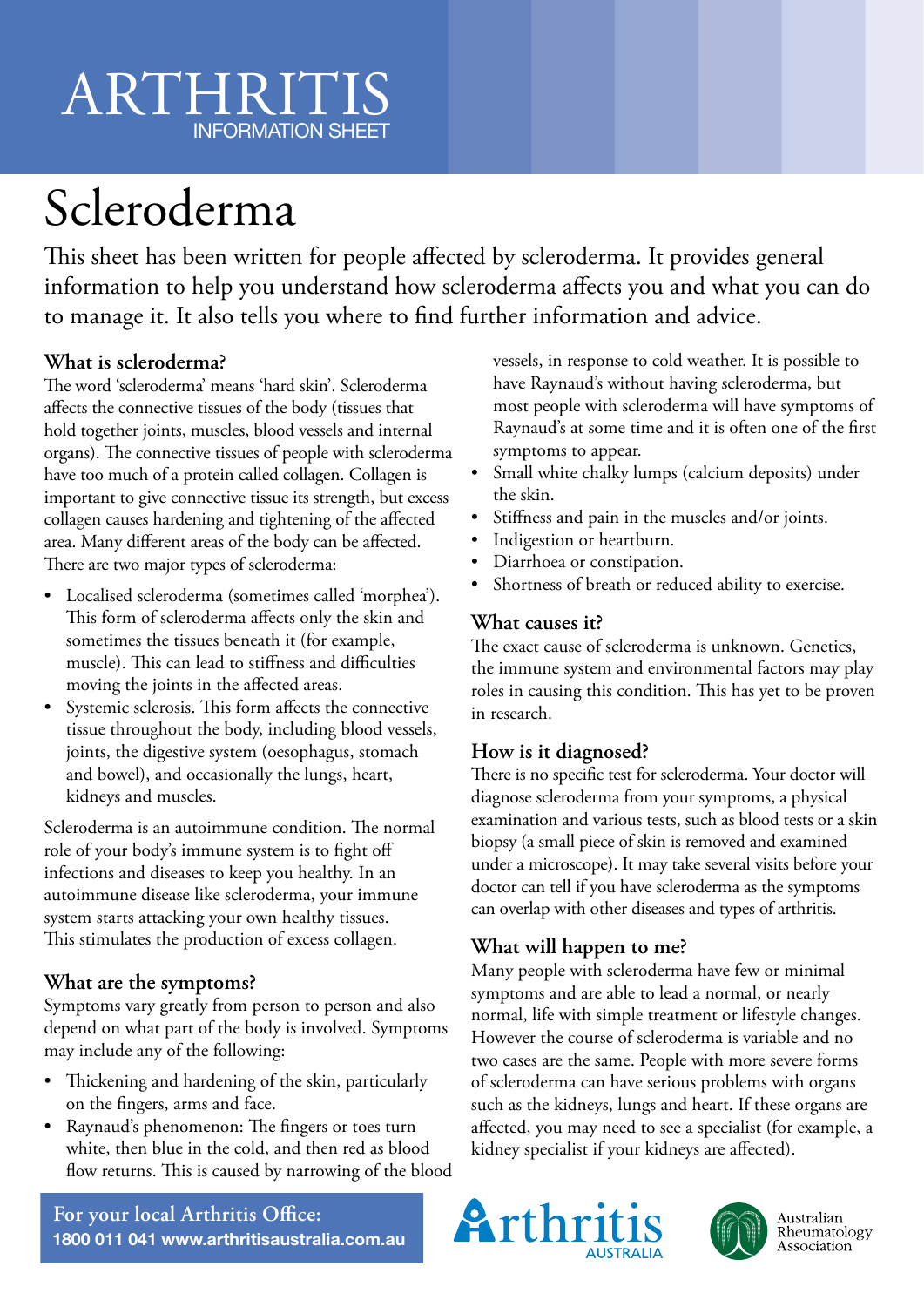# ARTHRITIS
INFORMATION SHEET

# Scleroderma

This sheet has been written for people affected by scleroderma. It provides general information to help you understand how scleroderma affects you and what you can do to manage it. It also tells you where to find further information and advice.

### What is scleroderma?

The word 'scleroderma' means 'hard skin'. Scleroderma affects the connective tissues of the body (tissues that hold together joints, muscles, blood vessels and internal organs). The connective tissues of people with scleroderma have too much of a protein called collagen. Collagen is important to give connective tissue its strength, but excess collagen causes hardening and tightening of the affected area. Many different areas of the body can be affected. There are two major types of scleroderma:

- Localised scleroderma (sometimes called 'morphea'). This form of scleroderma affects only the skin and sometimes the tissues beneath it (for example, muscle). This can lead to stiffness and difficulties moving the joints in the affected areas.
- Systemic sclerosis. This form affects the connective tissue throughout the body, including blood vessels, joints, the digestive system (oesophagus, stomach and bowel), and occasionally the lungs, heart, kidneys and muscles.

Scleroderma is an autoimmune condition. The normal role of your body's immune system is to fight off infections and diseases to keep you healthy. In an autoimmune disease like scleroderma, your immune system starts attacking your own healthy tissues. This stimulates the production of excess collagen.

### What are the symptoms?

Symptoms vary greatly from person to person and also depend on what part of the body is involved. Symptoms may include any of the following:

- Thickening and hardening of the skin, particularly on the fingers, arms and face.
- Raynaud's phenomenon: The fingers or toes turn white, then blue in the cold, and then red as blood flow returns. This is caused by narrowing of the blood vessels, in response to cold weather. It is possible to have Raynaud's without having scleroderma, but most people with scleroderma will have symptoms of Raynaud's at some time and it is often one of the first symptoms to appear.
- Small white chalky lumps (calcium deposits) under the skin.
- Stiffness and pain in the muscles and/or joints.
- Indigestion or heartburn.
- Diarrhoea or constipation.
- Shortness of breath or reduced ability to exercise.

### What causes it?

The exact cause of scleroderma is unknown. Genetics, the immune system and environmental factors may play roles in causing this condition. This has yet to be proven in research.

### How is it diagnosed?

There is no specific test for scleroderma. Your doctor will diagnose scleroderma from your symptoms, a physical examination and various tests, such as blood tests or a skin biopsy (a small piece of skin is removed and examined under a microscope). It may take several visits before your doctor can tell if you have scleroderma as the symptoms can overlap with other diseases and types of arthritis.

### What will happen to me?

Many people with scleroderma have few or minimal symptoms and are able to lead a normal, or nearly normal, life with simple treatment or lifestyle changes. However the course of scleroderma is variable and no two cases are the same. People with more severe forms of scleroderma can have serious problems with organs such as the kidneys, lungs and heart. If these organs are affected, you may need to see a specialist (for example, a kidney specialist if your kidneys are affected).

**For your local Arthritis Office:**
**1800 011 041 www.arthritisaustralia.com.au**

Arthritis Australia

Australian Rheumatology Association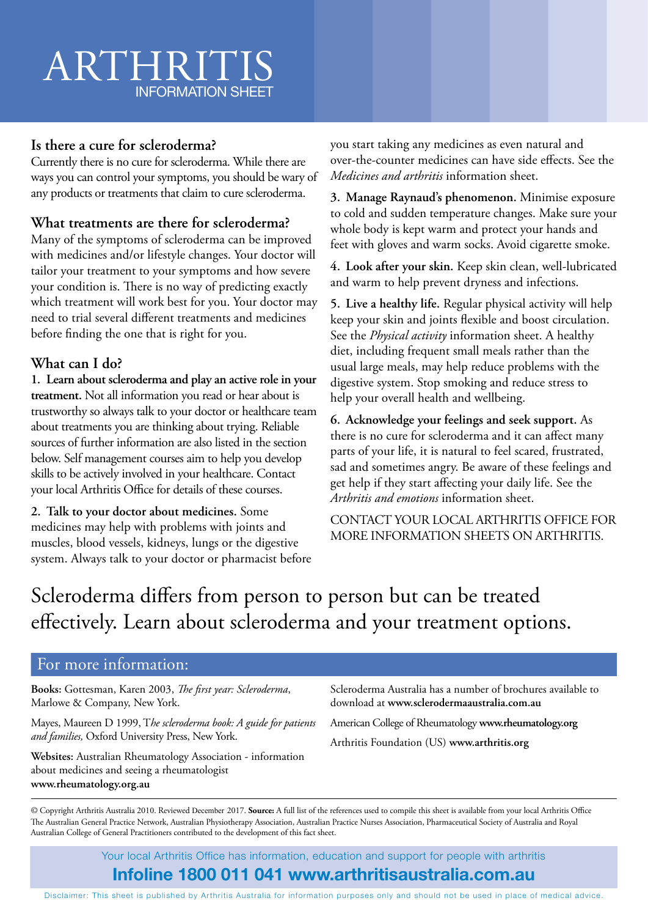# ARTHRITIS
INFORMATION SHEET

## Is there a cure for scleroderma?

Currently there is no cure for scleroderma. While there are ways you can control your symptoms, you should be wary of any products or treatments that claim to cure scleroderma.

## What treatments are there for scleroderma?

Many of the symptoms of scleroderma can be improved with medicines and/or lifestyle changes. Your doctor will tailor your treatment to your symptoms and how severe your condition is. There is no way of predicting exactly which treatment will work best for you. Your doctor may need to trial several different treatments and medicines before finding the one that is right for you.

## What can I do?

**1. Learn about scleroderma and play an active role in your treatment.** Not all information you read or hear about is trustworthy so always talk to your doctor or healthcare team about treatments you are thinking about trying. Reliable sources of further information are also listed in the section below. Self management courses aim to help you develop skills to be actively involved in your healthcare. Contact your local Arthritis Office for details of these courses.

**2. Talk to your doctor about medicines.** Some medicines may help with problems with joints and muscles, blood vessels, kidneys, lungs or the digestive system. Always talk to your doctor or pharmacist before you start taking any medicines as even natural and over-the-counter medicines can have side effects. See the *Medicines and arthritis* information sheet.

**3. Manage Raynaud's phenomenon.** Minimise exposure to cold and sudden temperature changes. Make sure your whole body is kept warm and protect your hands and feet with gloves and warm socks. Avoid cigarette smoke.

**4. Look after your skin.** Keep skin clean, well-lubricated and warm to help prevent dryness and infections.

**5. Live a healthy life.** Regular physical activity will help keep your skin and joints flexible and boost circulation. See the *Physical activity* information sheet. A healthy diet, including frequent small meals rather than the usual large meals, may help reduce problems with the digestive system. Stop smoking and reduce stress to help your overall health and wellbeing.

**6. Acknowledge your feelings and seek support.** As there is no cure for scleroderma and it can affect many parts of your life, it is natural to feel scared, frustrated, sad and sometimes angry. Be aware of these feelings and get help if they start affecting your daily life. See the *Arthritis and emotions* information sheet.

CONTACT YOUR LOCAL ARTHRITIS OFFICE FOR MORE INFORMATION SHEETS ON ARTHRITIS.

## Scleroderma differs from person to person but can be treated effectively. Learn about scleroderma and your treatment options.

## For more information:

**Books:** Gottesman, Karen 2003, *The first year: Scleroderma*, Marlowe & Company, New York.

Mayes, Maureen D 1999, *The scleroderma book: A guide for patients and families,* Oxford University Press, New York.

**Websites:** Australian Rheumatology Association - information about medicines and seeing a rheumatologist **www.rheumatology.org.au**

Scleroderma Australia has a number of brochures available to download at **www.sclerodermaaustralia.com.au**

American College of Rheumatology **www.rheumatology.org**

Arthritis Foundation (US) **www.arthritis.org**

© Copyright Arthritis Australia 2010. Reviewed December 2017. **Source:** A full list of the references used to compile this sheet is available from your local Arthritis Office
The Australian General Practice Network, Australian Physiotherapy Association, Australian Practice Nurses Association, Pharmaceutical Society of Australia and Royal Australian College of General Practitioners contributed to the development of this fact sheet.

Your local Arthritis Office has information, education and support for people with arthritis

**Infoline 1800 011 041 www.arthritisaustralia.com.au**

Disclaimer: This sheet is published by Arthritis Australia for information purposes only and should not be used in place of medical advice.